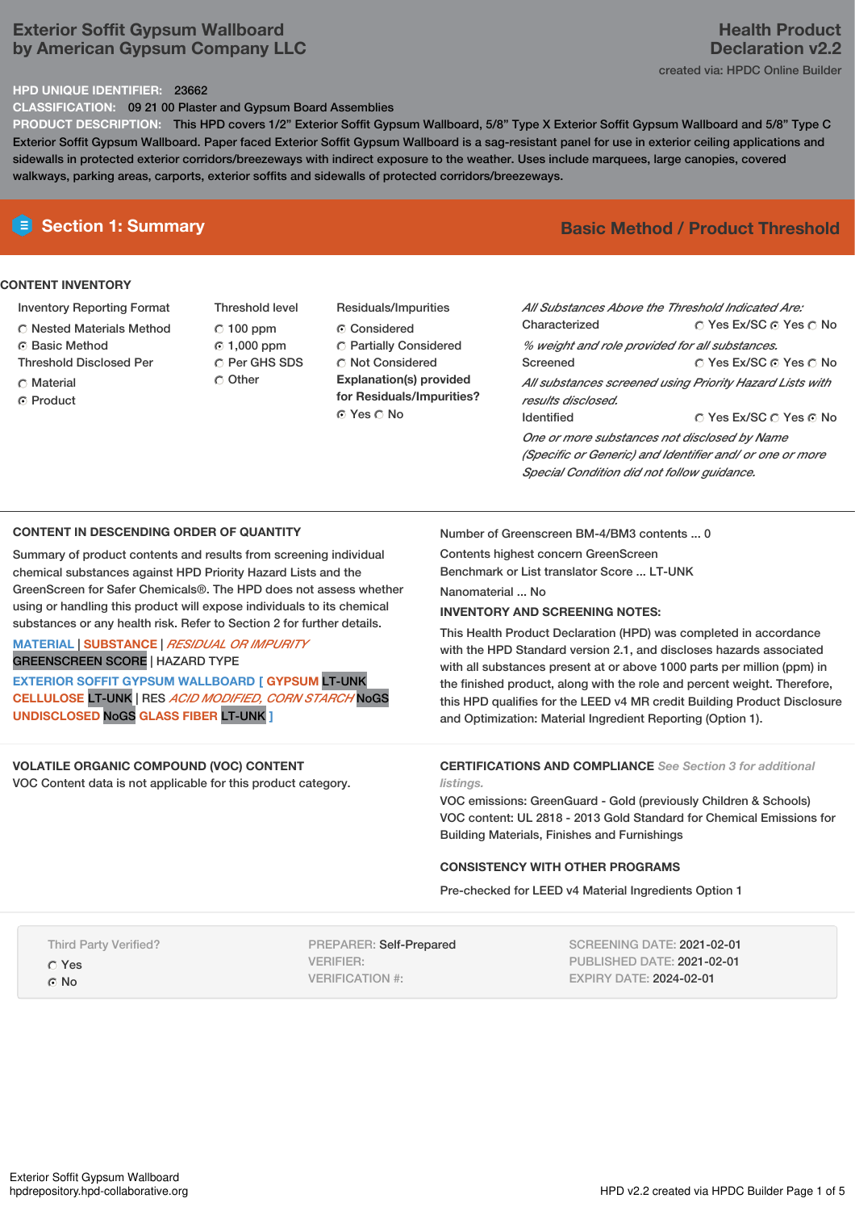# Exterior Soffit Gypsum Wallboard
by American Gypsum Company LLC

## Health Product Declaration v2.2

created via: HPDC Online Builder

**HPD UNIQUE IDENTIFIER:** 23662

**CLASSIFICATION:** 09 21 00 Plaster and Gypsum Board Assemblies

**PRODUCT DESCRIPTION:** This HPD covers 1/2" Exterior Soffit Gypsum Wallboard, 5/8" Type X Exterior Soffit Gypsum Wallboard and 5/8" Type C Exterior Soffit Gypsum Wallboard. Paper faced Exterior Soffit Gypsum Wallboard is a sag-resistant panel for use in exterior ceiling applications and sidewalls in protected exterior corridors/breezeways with indirect exposure to the weather. Uses include marquees, large canopies, covered walkways, parking areas, carports, exterior soffits and sidewalls of protected corridors/breezeways.

## Section 1: Summary

**Basic Method / Product Threshold**

### CONTENT INVENTORY

**Inventory Reporting Format**
- ○ Nested Materials Method
- ◉ Basic Method

**Threshold Disclosed Per**
- ○ Material
- ◉ Product

**Threshold level**
- ○ 100 ppm
- ◉ 1,000 ppm
- ○ Per GHS SDS
- ○ Other

**Residuals/Impurities**
- ◉ Considered
- ○ Partially Considered
- ○ Not Considered

**Explanation(s) provided for Residuals/Impurities?**
- ◉ Yes ○ No

*All Substances Above the Threshold Indicated Are:*

Characterized ○ Yes Ex/SC ◉ Yes ○ No
*% weight and role provided for all substances.*

Screened ○ Yes Ex/SC ◉ Yes ○ No
*All substances screened using Priority Hazard Lists with results disclosed.*

Identified ○ Yes Ex/SC ○ Yes ◉ No
*One or more substances not disclosed by Name (Specific or Generic) and Identifier and/ or one or more Special Condition did not follow guidance.*

### CONTENT IN DESCENDING ORDER OF QUANTITY

Summary of product contents and results from screening individual chemical substances against HPD Priority Hazard Lists and the GreenScreen for Safer Chemicals®. The HPD does not assess whether using or handling this product will expose individuals to its chemical substances or any health risk. Refer to Section 2 for further details.

MATERIAL | SUBSTANCE | *RESIDUAL OR IMPURITY*
GREENSCREEN SCORE | HAZARD TYPE

**EXTERIOR SOFFIT GYPSUM WALLBOARD [ GYPSUM** LT-UNK **CELLULOSE** LT-UNK | RES *ACID MODIFIED, CORN STARCH* NoGS **UNDISCLOSED** NoGS **GLASS FIBER** LT-UNK **]**

Number of Greenscreen BM-4/BM3 contents ... 0

Contents highest concern GreenScreen Benchmark or List translator Score ... LT-UNK

Nanomaterial ... No

**INVENTORY AND SCREENING NOTES:**

This Health Product Declaration (HPD) was completed in accordance with the HPD Standard version 2.1, and discloses hazards associated with all substances present at or above 1000 parts per million (ppm) in the finished product, along with the role and percent weight. Therefore, this HPD qualifies for the LEED v4 MR credit Building Product Disclosure and Optimization: Material Ingredient Reporting (Option 1).

### VOLATILE ORGANIC COMPOUND (VOC) CONTENT

VOC Content data is not applicable for this product category.

### CERTIFICATIONS AND COMPLIANCE *See Section 3 for additional listings.*

VOC emissions: GreenGuard - Gold (previously Children & Schools)
VOC content: UL 2818 - 2013 Gold Standard for Chemical Emissions for Building Materials, Finishes and Furnishings

### CONSISTENCY WITH OTHER PROGRAMS

Pre-checked for LEED v4 Material Ingredients Option 1

Third Party Verified?
- ○ Yes
- ◉ No

PREPARER: Self-Prepared
VERIFIER:
VERIFICATION #:

SCREENING DATE: 2021-02-01
PUBLISHED DATE: 2021-02-01
EXPIRY DATE: 2024-02-01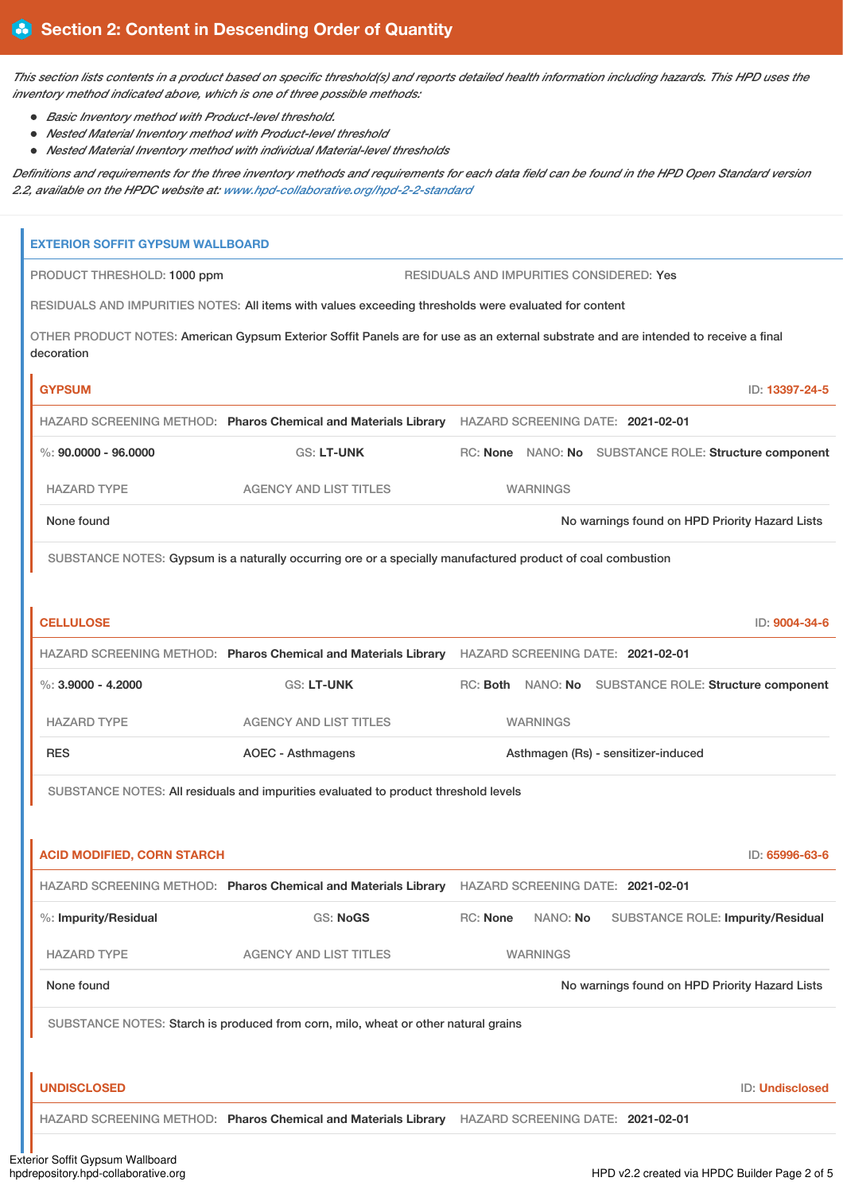## Section 2: Content in Descending Order of Quantity

*This section lists contents in a product based on specific threshold(s) and reports detailed health information including hazards. This HPD uses the inventory method indicated above, which is one of three possible methods:*

- *Basic Inventory method with Product-level threshold.*
- *Nested Material Inventory method with Product-level threshold*
- *Nested Material Inventory method with individual Material-level thresholds*

*Definitions and requirements for the three inventory methods and requirements for each data field can be found in the HPD Open Standard version 2.2, available on the HPDC website at: www.hpd-collaborative.org/hpd-2-2-standard*

### EXTERIOR SOFFIT GYPSUM WALLBOARD

PRODUCT THRESHOLD: 1000 ppm

RESIDUALS AND IMPURITIES CONSIDERED: Yes

RESIDUALS AND IMPURITIES NOTES: All items with values exceeding thresholds were evaluated for content

OTHER PRODUCT NOTES: American Gypsum Exterior Soffit Panels are for use as an external substrate and are intended to receive a final decoration

#### GYPSUM

ID: 13397-24-5

HAZARD SCREENING METHOD: **Pharos Chemical and Materials Library** HAZARD SCREENING DATE: **2021-02-01**

%: **90.0000 - 96.0000** GS: **LT-UNK** RC: **None** NANO: **No** SUBSTANCE ROLE: **Structure component**

| HAZARD TYPE | AGENCY AND LIST TITLES | WARNINGS |
|---|---|---|
| None found | | No warnings found on HPD Priority Hazard Lists |

SUBSTANCE NOTES: Gypsum is a naturally occurring ore or a specially manufactured product of coal combustion

#### CELLULOSE

ID: 9004-34-6

HAZARD SCREENING METHOD: **Pharos Chemical and Materials Library** HAZARD SCREENING DATE: **2021-02-01**

%: **3.9000 - 4.2000** GS: **LT-UNK** RC: **Both** NANO: **No** SUBSTANCE ROLE: **Structure component**

| HAZARD TYPE | AGENCY AND LIST TITLES | WARNINGS |
|---|---|---|
| RES | AOEC - Asthmagens | Asthmagen (Rs) - sensitizer-induced |

SUBSTANCE NOTES: All residuals and impurities evaluated to product threshold levels

#### ACID MODIFIED, CORN STARCH

ID: 65996-63-6

HAZARD SCREENING METHOD: **Pharos Chemical and Materials Library** HAZARD SCREENING DATE: **2021-02-01**

%: **Impurity/Residual** GS: **NoGS** RC: **None** NANO: **No** SUBSTANCE ROLE: **Impurity/Residual**

| HAZARD TYPE | AGENCY AND LIST TITLES | WARNINGS |
|---|---|---|
| None found | | No warnings found on HPD Priority Hazard Lists |

SUBSTANCE NOTES: Starch is produced from corn, milo, wheat or other natural grains

#### UNDISCLOSED

ID: Undisclosed

HAZARD SCREENING METHOD: **Pharos Chemical and Materials Library** HAZARD SCREENING DATE: **2021-02-01**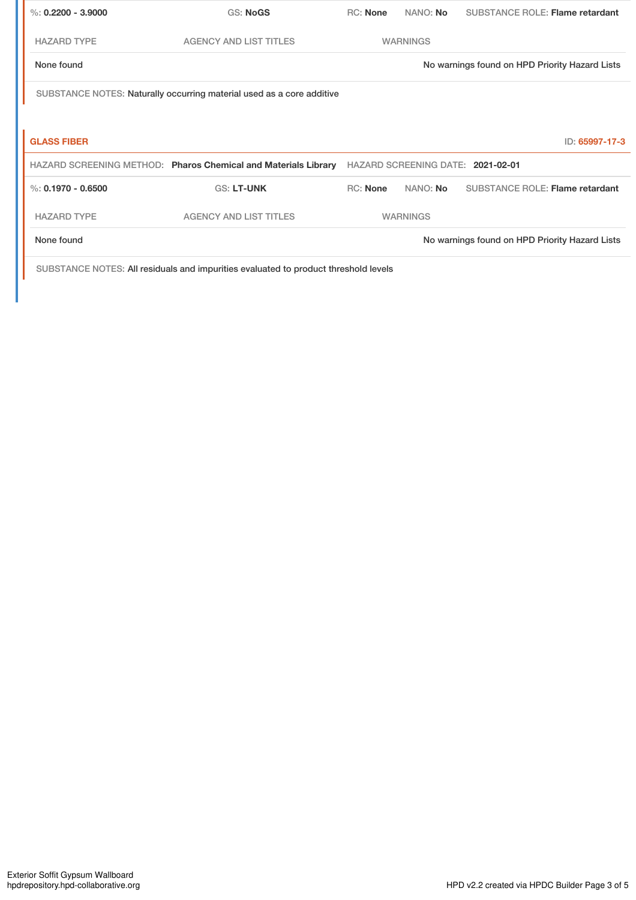%: **0.2200 - 3.9000** | GS: **NoGS** | RC: **None** | NANO: **No** | SUBSTANCE ROLE: **Flame retardant**

| HAZARD TYPE | AGENCY AND LIST TITLES | WARNINGS |
| --- | --- | --- |
| None found | | No warnings found on HPD Priority Hazard Lists |

SUBSTANCE NOTES: Naturally occurring material used as a core additive

## GLASS FIBER

ID: 65997-17-3

HAZARD SCREENING METHOD: **Pharos Chemical and Materials Library** | HAZARD SCREENING DATE: **2021-02-01**

%: **0.1970 - 0.6500** | GS: **LT-UNK** | RC: **None** | NANO: **No** | SUBSTANCE ROLE: **Flame retardant**

| HAZARD TYPE | AGENCY AND LIST TITLES | WARNINGS |
| --- | --- | --- |
| None found | | No warnings found on HPD Priority Hazard Lists |

SUBSTANCE NOTES: All residuals and impurities evaluated to product threshold levels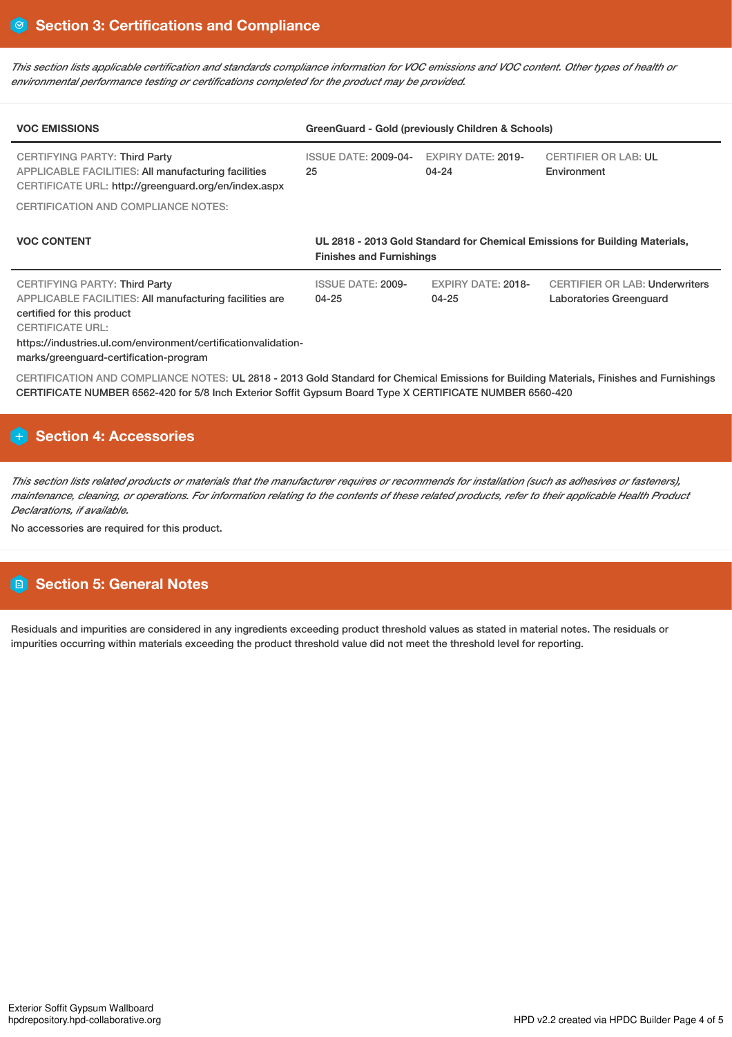## Section 3: Certifications and Compliance

*This section lists applicable certification and standards compliance information for VOC emissions and VOC content. Other types of health or environmental performance testing or certifications completed for the product may be provided.*

| VOC EMISSIONS | GreenGuard - Gold (previously Children & Schools) | | |
|---|---|---|---|
| CERTIFYING PARTY: Third Party<br>APPLICABLE FACILITIES: All manufacturing facilities<br>CERTIFICATE URL: http://greenguard.org/en/index.aspx | ISSUE DATE: 2009-04-25 | EXPIRY DATE: 2019-04-24 | CERTIFIER OR LAB: UL Environment |

CERTIFICATION AND COMPLIANCE NOTES:

| VOC CONTENT | UL 2818 - 2013 Gold Standard for Chemical Emissions for Building Materials, Finishes and Furnishings | | |
|---|---|---|---|
| CERTIFYING PARTY: Third Party<br>APPLICABLE FACILITIES: All manufacturing facilities are certified for this product<br>CERTIFICATE URL:<br>https://industries.ul.com/environment/certificationvalidation-marks/greenguard-certification-program | ISSUE DATE: 2009-04-25 | EXPIRY DATE: 2018-04-25 | CERTIFIER OR LAB: Underwriters Laboratories Greenguard |

CERTIFICATION AND COMPLIANCE NOTES: UL 2818 - 2013 Gold Standard for Chemical Emissions for Building Materials, Finishes and Furnishings CERTIFICATE NUMBER 6562-420 for 5/8 Inch Exterior Soffit Gypsum Board Type X CERTIFICATE NUMBER 6560-420

## Section 4: Accessories

*This section lists related products or materials that the manufacturer requires or recommends for installation (such as adhesives or fasteners), maintenance, cleaning, or operations. For information relating to the contents of these related products, refer to their applicable Health Product Declarations, if available.*

No accessories are required for this product.

## Section 5: General Notes

Residuals and impurities are considered in any ingredients exceeding product threshold values as stated in material notes. The residuals or impurities occurring within materials exceeding the product threshold value did not meet the threshold level for reporting.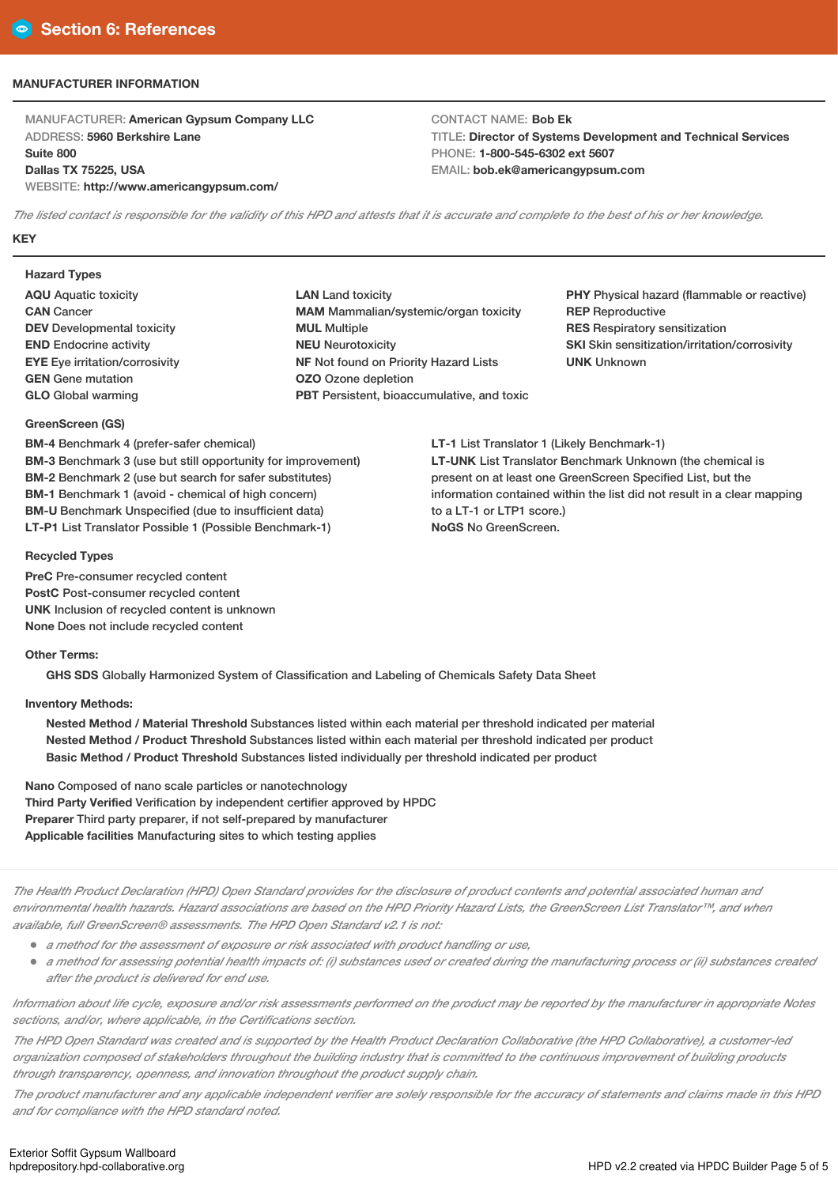## Section 6: References

### MANUFACTURER INFORMATION

MANUFACTURER: **American Gypsum Company LLC**
ADDRESS: **5960 Berkshire Lane**
**Suite 800**
**Dallas TX 75225, USA**
WEBSITE: **http://www.americangypsum.com/**

CONTACT NAME: **Bob Ek**
TITLE: **Director of Systems Development and Technical Services**
PHONE: **1-800-545-6302 ext 5607**
EMAIL: **bob.ek@americangypsum.com**

*The listed contact is responsible for the validity of this HPD and attests that it is accurate and complete to the best of his or her knowledge.*

### KEY

**Hazard Types**

**AQU** Aquatic toxicity
**CAN** Cancer
**DEV** Developmental toxicity
**END** Endocrine activity
**EYE** Eye irritation/corrosivity
**GEN** Gene mutation
**GLO** Global warming
**LAN** Land toxicity
**MAM** Mammalian/systemic/organ toxicity
**MUL** Multiple
**NEU** Neurotoxicity
**NF** Not found on Priority Hazard Lists
**OZO** Ozone depletion
**PBT** Persistent, bioaccumulative, and toxic
**PHY** Physical hazard (flammable or reactive)
**REP** Reproductive
**RES** Respiratory sensitization
**SKI** Skin sensitization/irritation/corrosivity
**UNK** Unknown

**GreenScreen (GS)**

**BM-4** Benchmark 4 (prefer-safer chemical)
**BM-3** Benchmark 3 (use but still opportunity for improvement)
**BM-2** Benchmark 2 (use but search for safer substitutes)
**BM-1** Benchmark 1 (avoid - chemical of high concern)
**BM-U** Benchmark Unspecified (due to insufficient data)
**LT-P1** List Translator Possible 1 (Possible Benchmark-1)
**LT-1** List Translator 1 (Likely Benchmark-1)
**LT-UNK** List Translator Benchmark Unknown (the chemical is present on at least one GreenScreen Specified List, but the information contained within the list did not result in a clear mapping to a LT-1 or LTP1 score.)
**NoGS** No GreenScreen.

**Recycled Types**

**PreC** Pre-consumer recycled content
**PostC** Post-consumer recycled content
**UNK** Inclusion of recycled content is unknown
**None** Does not include recycled content

**Other Terms:**

**GHS SDS** Globally Harmonized System of Classification and Labeling of Chemicals Safety Data Sheet

**Inventory Methods:**

**Nested Method / Material Threshold** Substances listed within each material per threshold indicated per material
**Nested Method / Product Threshold** Substances listed within each material per threshold indicated per product
**Basic Method / Product Threshold** Substances listed individually per threshold indicated per product

**Nano** Composed of nano scale particles or nanotechnology
**Third Party Verified** Verification by independent certifier approved by HPDC
**Preparer** Third party preparer, if not self-prepared by manufacturer
**Applicable facilities** Manufacturing sites to which testing applies

*The Health Product Declaration (HPD) Open Standard provides for the disclosure of product contents and potential associated human and environmental health hazards. Hazard associations are based on the HPD Priority Hazard Lists, the GreenScreen List Translator™, and when available, full GreenScreen® assessments. The HPD Open Standard v2.1 is not:*

- *a method for the assessment of exposure or risk associated with product handling or use,*
- *a method for assessing potential health impacts of: (i) substances used or created during the manufacturing process or (ii) substances created after the product is delivered for end use.*

*Information about life cycle, exposure and/or risk assessments performed on the product may be reported by the manufacturer in appropriate Notes sections, and/or, where applicable, in the Certifications section.*

*The HPD Open Standard was created and is supported by the Health Product Declaration Collaborative (the HPD Collaborative), a customer-led organization composed of stakeholders throughout the building industry that is committed to the continuous improvement of building products through transparency, openness, and innovation throughout the product supply chain.*

*The product manufacturer and any applicable independent verifier are solely responsible for the accuracy of statements and claims made in this HPD and for compliance with the HPD standard noted.*